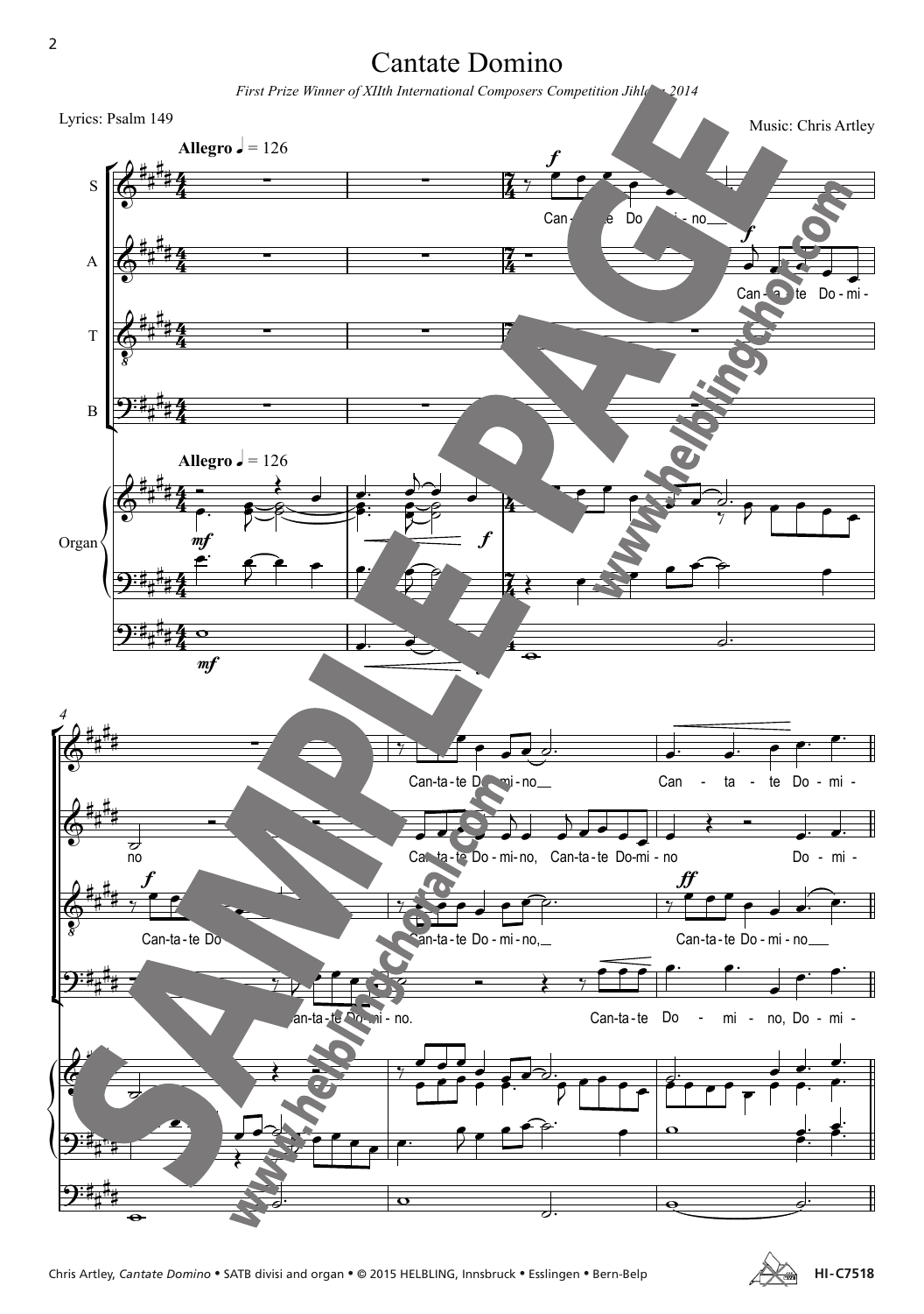# Cantate Domino

*First Prize Winner of XIIth International Composers Competition Jihlava 2014*

Lyrics: Psalm 149

Music: Chris Artley

**Allegro** ♩ = 126

S: Can-ta-te Do-mi-no__ Can-ta-te Do-mi-no__ Can - ta - te Do - mi -

A: Can-ta-te Do-mi - no Can-ta-te Do-mi-no, Can-ta-te Do-mi-no Do - mi -

T: Can-ta-te Do- Can-ta-te Do-mi-no,__ Can-ta-te Do-mi-no__

B: Can-ta-te Do-mi-no. Can-ta-te Do - mi - no, Do - mi -

Organ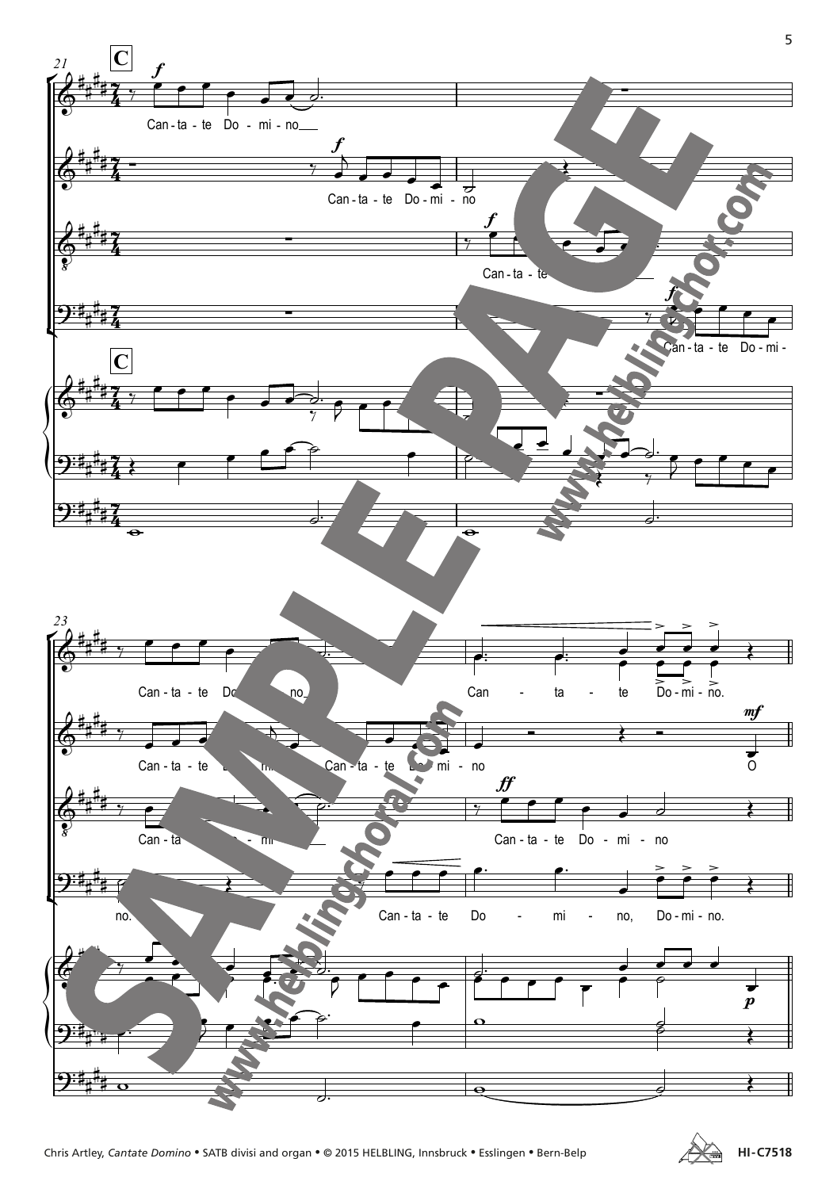Can-ta-te Do-mi-no

Can-ta-te Do-mi-no

Can-ta-te Do-mi-no

Can-ta-te Do-mi-

Can-ta-te Do-mi-no Cantate Domino

Can-ta-te Do-mi-no Can-ta-te Do-mi-no O

Can-ta-te Do-mi-no Can-ta-te Do-mi-no

no. Can-ta-te Do-mi-no, Do-mi-no.

Chris Artley, *Cantate Domino* • SATB divisi and organ • © 2015 HELBLING, Innsbruck • Esslingen • Bern-Belp

HI-C7518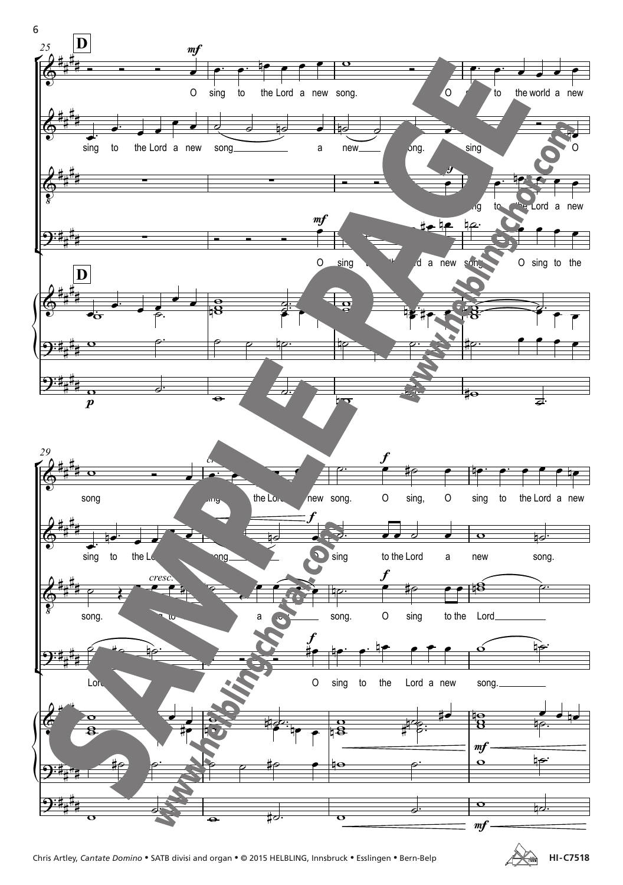**D**

25

O sing to the Lord a new song. O sing to the world a new

sing to the Lord a new song a new song. sing O

sing to the Lord a new

O sing to the Lord a new song. O sing to the

**D**

29

song sing to the Lord a new song. O sing, O sing to the Lord a new

sing to the Lord song O sing to the Lord a new song.

song. sing to a song. O sing to the Lord

Lord O sing to the Lord a new song.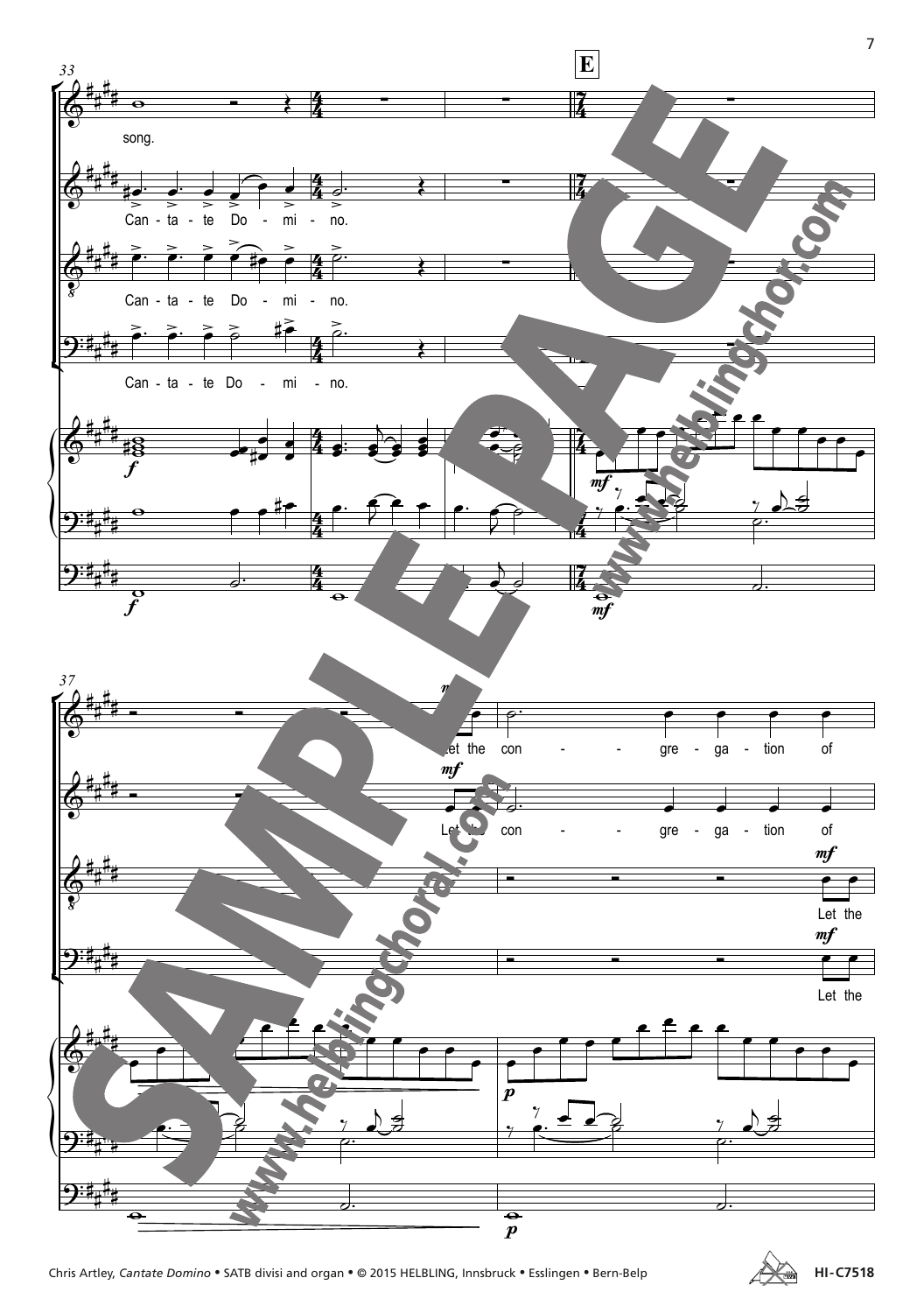song.

Can - ta - te Do - mi - no.

Can - ta - te Do - mi - no.

Can - ta - te Do - mi - no.

Let the con - - gre - ga - tion of

Let the con - - gre - ga - tion of

Let the

Let the

Chris Artley, *Cantate Domino* • SATB divisi and organ • © 2015 HELBLING, Innsbruck • Esslingen • Bern-Belp

HI-C7518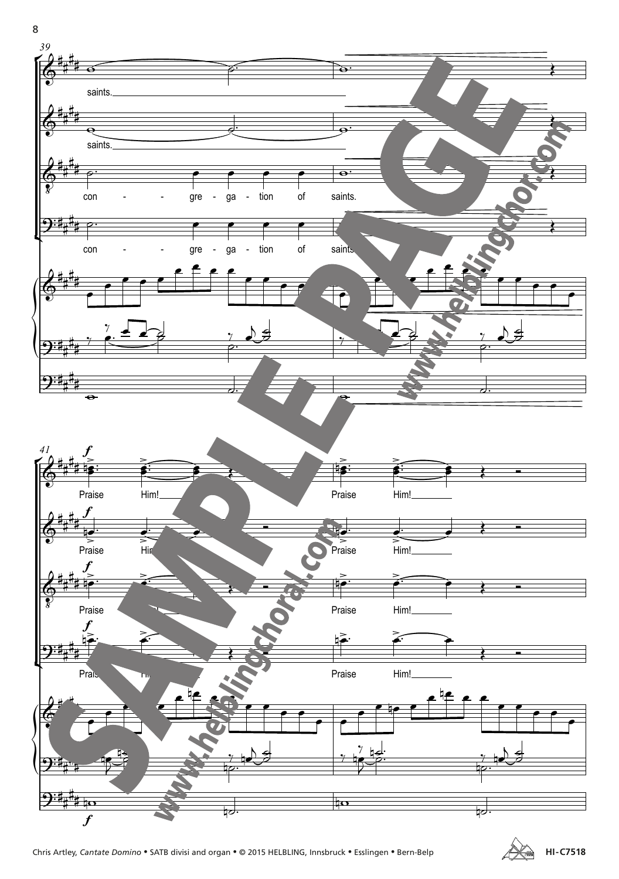39

saints.

saints.

con - - gre - ga - tion of saints.

con - - gre - ga - tion of saints.

41

*f*

Praise Him! Praise Him!

Praise Him! Praise Him!

Praise Him! Praise Him!

Praise Him! Praise Him!

SAMPLE PAGE

www.helblingchoral.com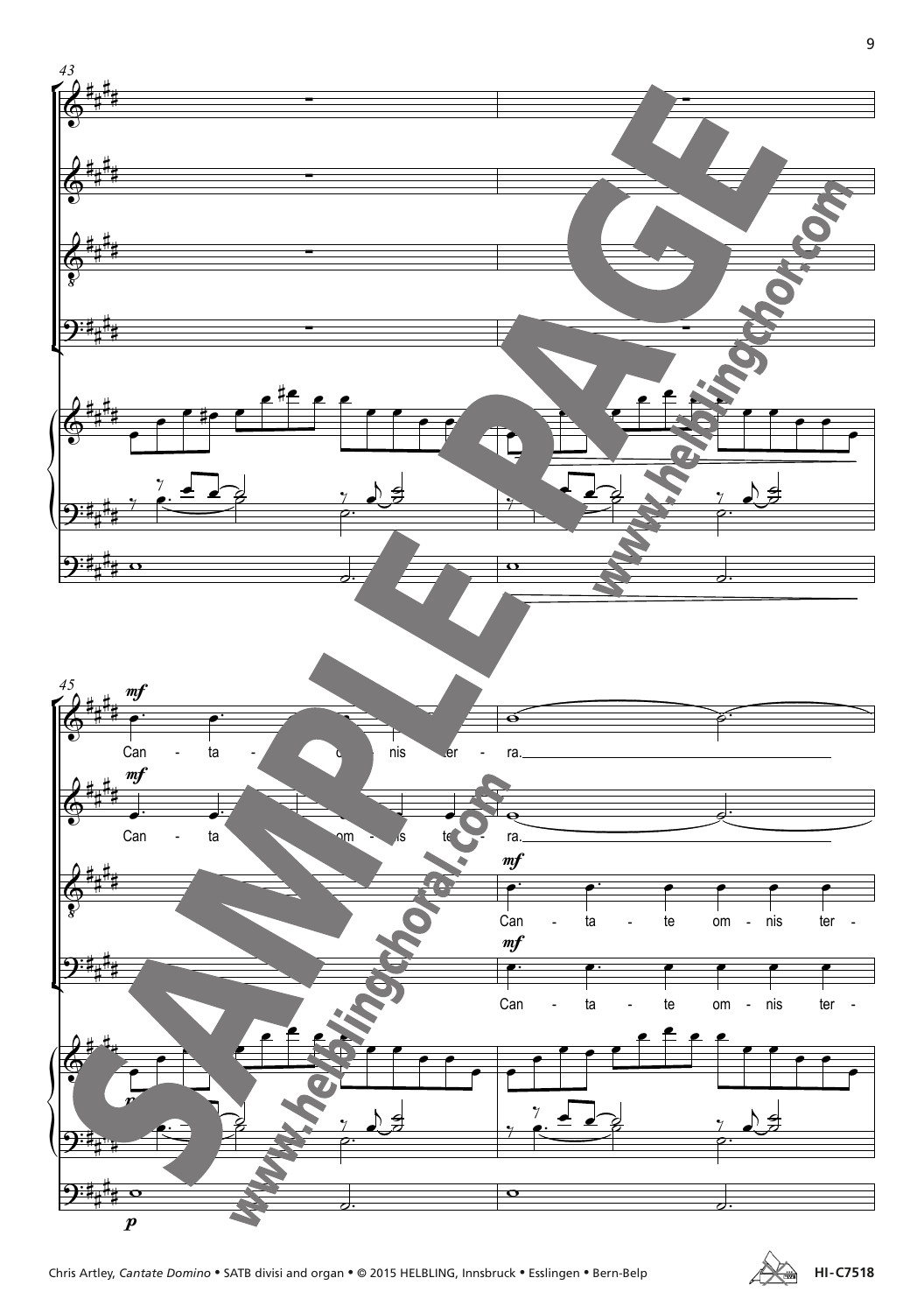43

45

*mf*

Can - ta - te om - nis ter - ra.

*mf*

Can - ta - te om - nis ter - ra.

*mf*

Can - ta - te om - nis ter -

*mf*

Can - ta - te om - nis ter -

*p*

Chris Artley, *Cantate Domino* • SATB divisi and organ • © 2015 HELBLING, Innsbruck • Esslingen • Bern-Belp

HI-C7518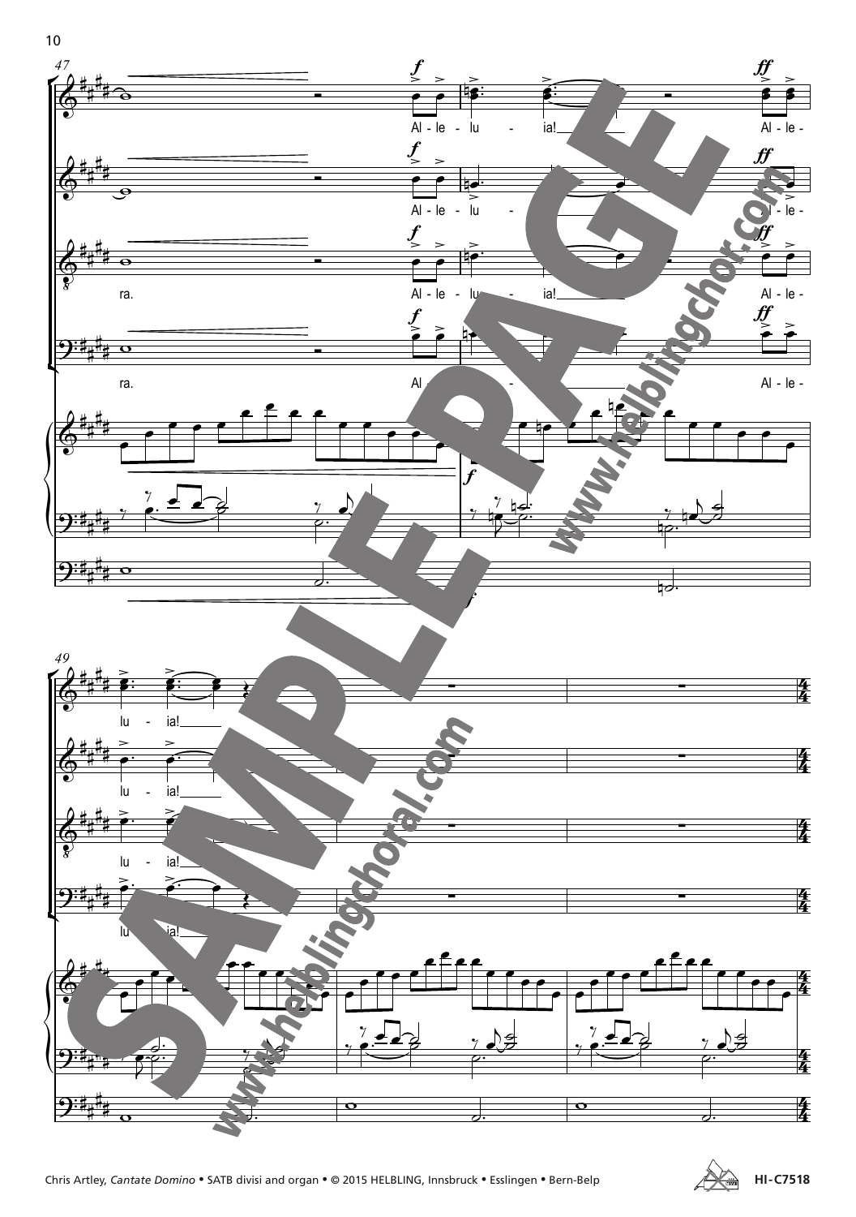47

*f* Al - le - lu - ia! *ff* Al - le -

ra.

49

lu - ia!

SAMPLE PAGE

www.helblingchoral.com